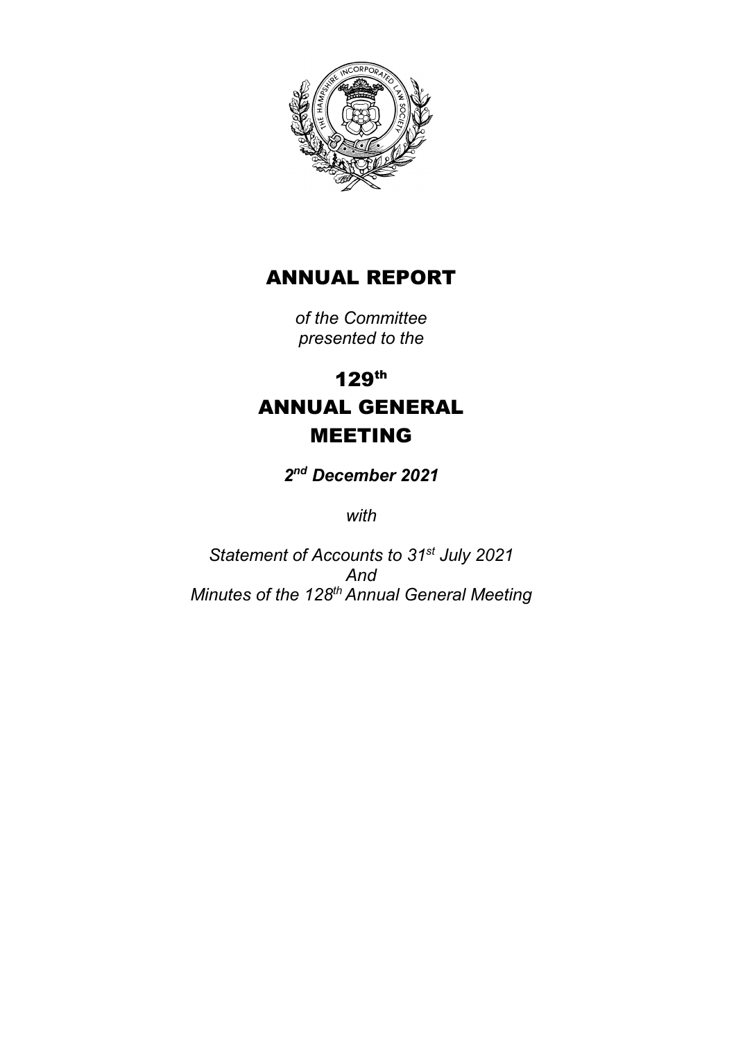# ANNUAL REPORT

*of the Committee*
*presented to the*

# 129th ANNUAL GENERAL MEETING

***2nd December 2021***

*with*

*Statement of Accounts to 31st July 2021*
*And*
*Minutes of the 128th Annual General Meeting*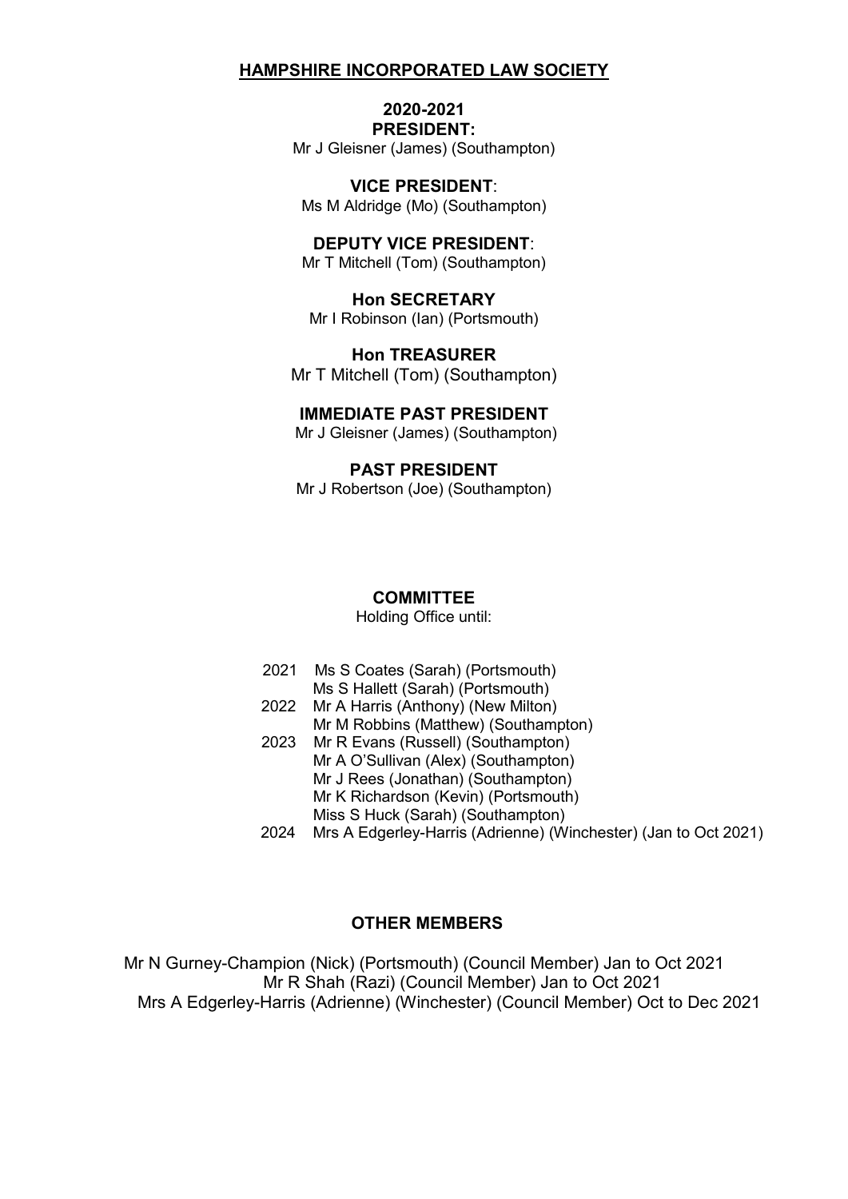# HAMPSHIRE INCORPORATED LAW SOCIETY

**2020-2021**

**PRESIDENT:**
Mr J Gleisner (James) (Southampton)

**VICE PRESIDENT**:
Ms M Aldridge (Mo) (Southampton)

**DEPUTY VICE PRESIDENT**:
Mr T Mitchell (Tom) (Southampton)

**Hon SECRETARY**
Mr I Robinson (Ian) (Portsmouth)

**Hon TREASURER**
Mr T Mitchell (Tom) (Southampton)

**IMMEDIATE PAST PRESIDENT**
Mr J Gleisner (James) (Southampton)

**PAST PRESIDENT**
Mr J Robertson (Joe) (Southampton)

## COMMITTEE

Holding Office until:

| | |
|---|---|
| 2021 | Ms S Coates (Sarah) (Portsmouth) |
| | Ms S Hallett (Sarah) (Portsmouth) |
| 2022 | Mr A Harris (Anthony) (New Milton) |
| | Mr M Robbins (Matthew) (Southampton) |
| 2023 | Mr R Evans (Russell) (Southampton) |
| | Mr A O'Sullivan (Alex) (Southampton) |
| | Mr J Rees (Jonathan) (Southampton) |
| | Mr K Richardson (Kevin) (Portsmouth) |
| | Miss S Huck (Sarah) (Southampton) |
| 2024 | Mrs A Edgerley-Harris (Adrienne) (Winchester) (Jan to Oct 2021) |

## OTHER MEMBERS

Mr N Gurney-Champion (Nick) (Portsmouth) (Council Member) Jan to Oct 2021
Mr R Shah (Razi) (Council Member) Jan to Oct 2021
Mrs A Edgerley-Harris (Adrienne) (Winchester) (Council Member) Oct to Dec 2021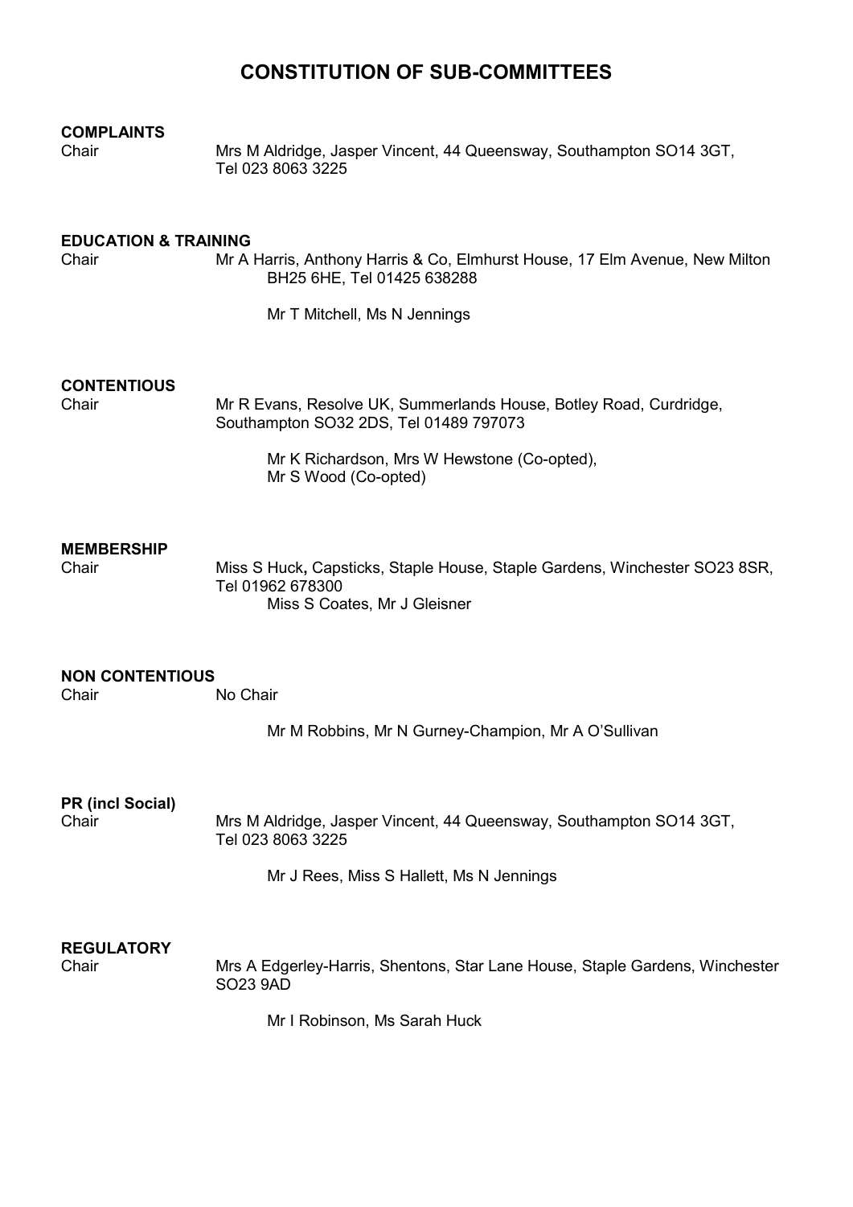# CONSTITUTION OF SUB-COMMITTEES

**COMPLAINTS**

Chair Mrs M Aldridge, Jasper Vincent, 44 Queensway, Southampton SO14 3GT, Tel 023 8063 3225

**EDUCATION & TRAINING**

Chair Mr A Harris, Anthony Harris & Co, Elmhurst House, 17 Elm Avenue, New Milton BH25 6HE, Tel 01425 638288

Mr T Mitchell, Ms N Jennings

**CONTENTIOUS**

Chair Mr R Evans, Resolve UK, Summerlands House, Botley Road, Curdridge, Southampton SO32 2DS, Tel 01489 797073

Mr K Richardson, Mrs W Hewstone (Co-opted), Mr S Wood (Co-opted)

**MEMBERSHIP**

Chair Miss S Huck**,** Capsticks, Staple House, Staple Gardens, Winchester SO23 8SR, Tel 01962 678300

Miss S Coates, Mr J Gleisner

**NON CONTENTIOUS**

Chair No Chair

Mr M Robbins, Mr N Gurney-Champion, Mr A O'Sullivan

**PR (incl Social)**

Chair Mrs M Aldridge, Jasper Vincent, 44 Queensway, Southampton SO14 3GT, Tel 023 8063 3225

Mr J Rees, Miss S Hallett, Ms N Jennings

**REGULATORY**

Chair Mrs A Edgerley-Harris, Shentons, Star Lane House, Staple Gardens, Winchester SO23 9AD

Mr I Robinson, Ms Sarah Huck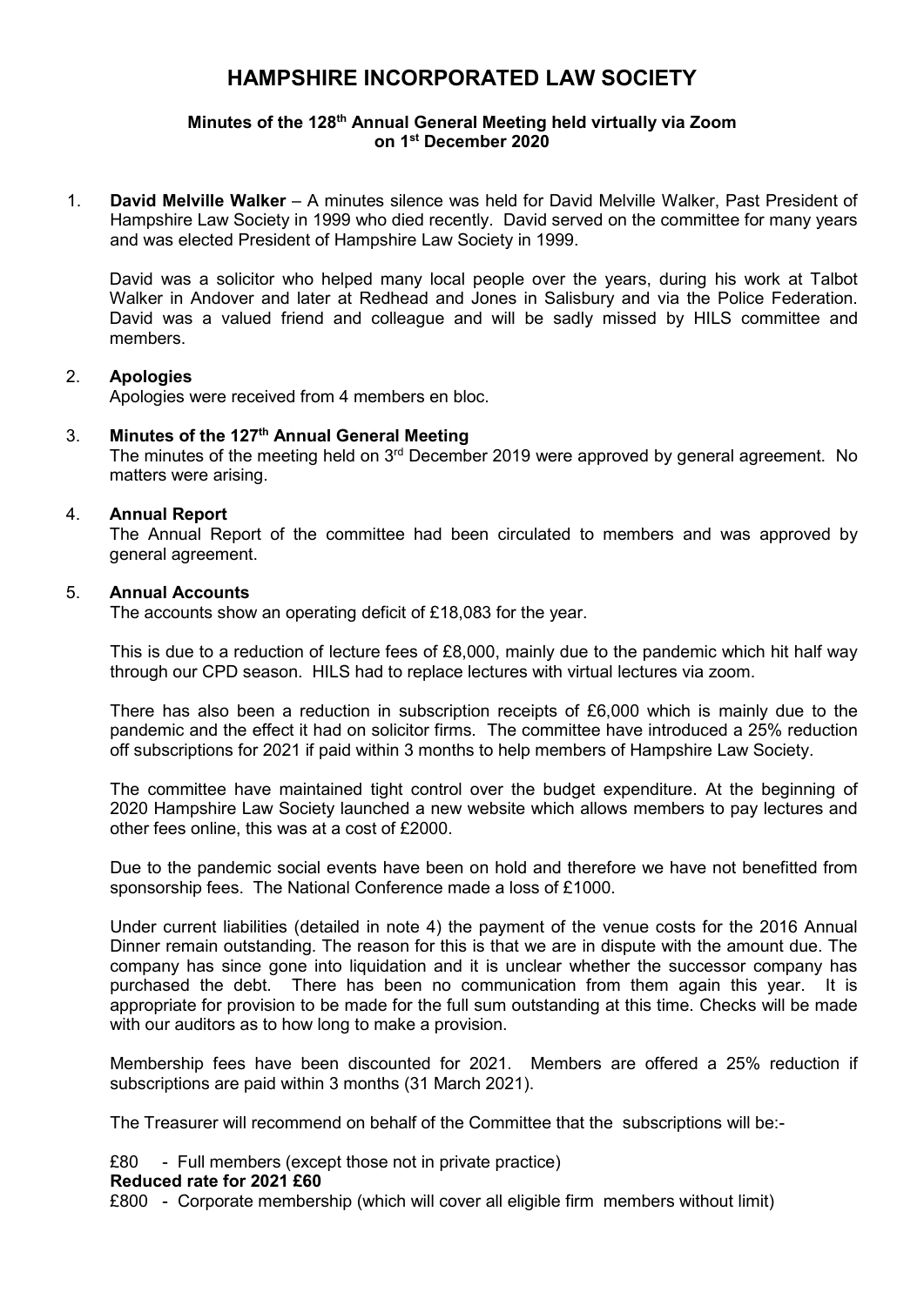# HAMPSHIRE INCORPORATED LAW SOCIETY

**Minutes of the 128th Annual General Meeting held virtually via Zoom on 1st December 2020**

1. **David Melville Walker** – A minutes silence was held for David Melville Walker, Past President of Hampshire Law Society in 1999 who died recently. David served on the committee for many years and was elected President of Hampshire Law Society in 1999.

   David was a solicitor who helped many local people over the years, during his work at Talbot Walker in Andover and later at Redhead and Jones in Salisbury and via the Police Federation. David was a valued friend and colleague and will be sadly missed by HILS committee and members.

2. **Apologies**
   Apologies were received from 4 members en bloc.

3. **Minutes of the 127th Annual General Meeting**
   The minutes of the meeting held on 3rd December 2019 were approved by general agreement. No matters were arising.

4. **Annual Report**
   The Annual Report of the committee had been circulated to members and was approved by general agreement.

5. **Annual Accounts**
   The accounts show an operating deficit of £18,083 for the year.

   This is due to a reduction of lecture fees of £8,000, mainly due to the pandemic which hit half way through our CPD season. HILS had to replace lectures with virtual lectures via zoom.

   There has also been a reduction in subscription receipts of £6,000 which is mainly due to the pandemic and the effect it had on solicitor firms. The committee have introduced a 25% reduction off subscriptions for 2021 if paid within 3 months to help members of Hampshire Law Society.

   The committee have maintained tight control over the budget expenditure. At the beginning of 2020 Hampshire Law Society launched a new website which allows members to pay lectures and other fees online, this was at a cost of £2000.

   Due to the pandemic social events have been on hold and therefore we have not benefitted from sponsorship fees. The National Conference made a loss of £1000.

   Under current liabilities (detailed in note 4) the payment of the venue costs for the 2016 Annual Dinner remain outstanding. The reason for this is that we are in dispute with the amount due. The company has since gone into liquidation and it is unclear whether the successor company has purchased the debt. There has been no communication from them again this year. It is appropriate for provision to be made for the full sum outstanding at this time. Checks will be made with our auditors as to how long to make a provision.

   Membership fees have been discounted for 2021. Members are offered a 25% reduction if subscriptions are paid within 3 months (31 March 2021).

   The Treasurer will recommend on behalf of the Committee that the subscriptions will be:-

   £80 - Full members (except those not in private practice)
   **Reduced rate for 2021 £60**
   £800 - Corporate membership (which will cover all eligible firm members without limit)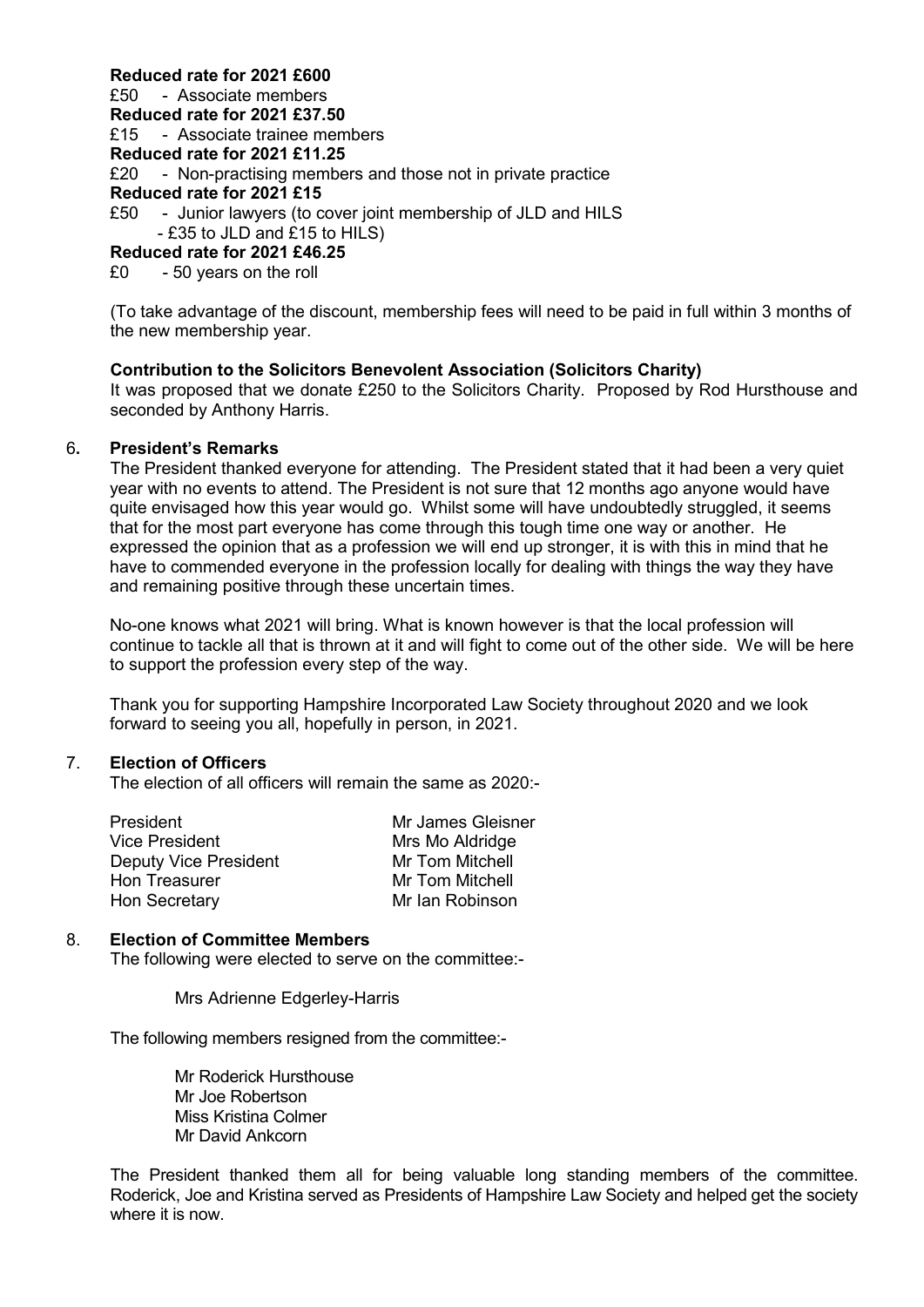**Reduced rate for 2021 £600**

£50 - Associate members

**Reduced rate for 2021 £37.50**

£15 - Associate trainee members

**Reduced rate for 2021 £11.25**

£20 - Non-practising members and those not in private practice

**Reduced rate for 2021 £15**

£50 - Junior lawyers (to cover joint membership of JLD and HILS
- £35 to JLD and £15 to HILS)

**Reduced rate for 2021 £46.25**

£0 - 50 years on the roll

(To take advantage of the discount, membership fees will need to be paid in full within 3 months of the new membership year.

**Contribution to the Solicitors Benevolent Association (Solicitors Charity)**

It was proposed that we donate £250 to the Solicitors Charity. Proposed by Rod Hursthouse and seconded by Anthony Harris.

## 6. President's Remarks

The President thanked everyone for attending. The President stated that it had been a very quiet year with no events to attend. The President is not sure that 12 months ago anyone would have quite envisaged how this year would go. Whilst some will have undoubtedly struggled, it seems that for the most part everyone has come through this tough time one way or another. He expressed the opinion that as a profession we will end up stronger, it is with this in mind that he have to commended everyone in the profession locally for dealing with things the way they have and remaining positive through these uncertain times.

No-one knows what 2021 will bring. What is known however is that the local profession will continue to tackle all that is thrown at it and will fight to come out of the other side. We will be here to support the profession every step of the way.

Thank you for supporting Hampshire Incorporated Law Society throughout 2020 and we look forward to seeing you all, hopefully in person, in 2021.

## 7. Election of Officers

The election of all officers will remain the same as 2020:-

| | |
|---|---|
| President | Mr James Gleisner |
| Vice President | Mrs Mo Aldridge |
| Deputy Vice President | Mr Tom Mitchell |
| Hon Treasurer | Mr Tom Mitchell |
| Hon Secretary | Mr Ian Robinson |

## 8. Election of Committee Members

The following were elected to serve on the committee:-

Mrs Adrienne Edgerley-Harris

The following members resigned from the committee:-

Mr Roderick Hursthouse
Mr Joe Robertson
Miss Kristina Colmer
Mr David Ankcorn

The President thanked them all for being valuable long standing members of the committee. Roderick, Joe and Kristina served as Presidents of Hampshire Law Society and helped get the society where it is now.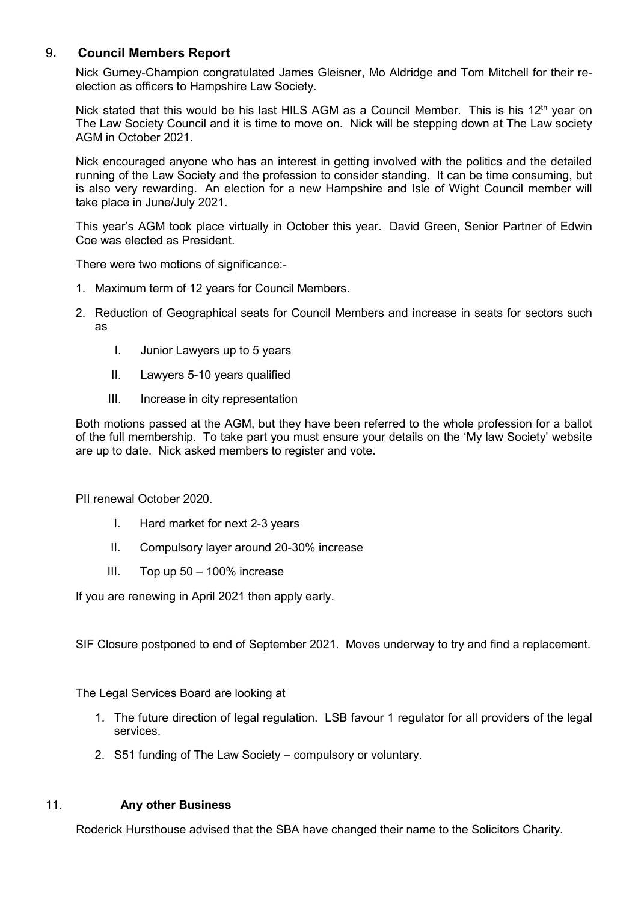## 9. Council Members Report

Nick Gurney-Champion congratulated James Gleisner, Mo Aldridge and Tom Mitchell for their re-election as officers to Hampshire Law Society.

Nick stated that this would be his last HILS AGM as a Council Member. This is his 12th year on The Law Society Council and it is time to move on. Nick will be stepping down at The Law society AGM in October 2021.

Nick encouraged anyone who has an interest in getting involved with the politics and the detailed running of the Law Society and the profession to consider standing. It can be time consuming, but is also very rewarding. An election for a new Hampshire and Isle of Wight Council member will take place in June/July 2021.

This year's AGM took place virtually in October this year. David Green, Senior Partner of Edwin Coe was elected as President.

There were two motions of significance:-

1. Maximum term of 12 years for Council Members.
2. Reduction of Geographical seats for Council Members and increase in seats for sectors such as
   I. Junior Lawyers up to 5 years
   II. Lawyers 5-10 years qualified
   III. Increase in city representation

Both motions passed at the AGM, but they have been referred to the whole profession for a ballot of the full membership. To take part you must ensure your details on the 'My law Society' website are up to date. Nick asked members to register and vote.

PII renewal October 2020.

I. Hard market for next 2-3 years
II. Compulsory layer around 20-30% increase
III. Top up 50 – 100% increase

If you are renewing in April 2021 then apply early.

SIF Closure postponed to end of September 2021. Moves underway to try and find a replacement.

The Legal Services Board are looking at

1. The future direction of legal regulation. LSB favour 1 regulator for all providers of the legal services.
2. S51 funding of The Law Society – compulsory or voluntary.

## 11. Any other Business

Roderick Hursthouse advised that the SBA have changed their name to the Solicitors Charity.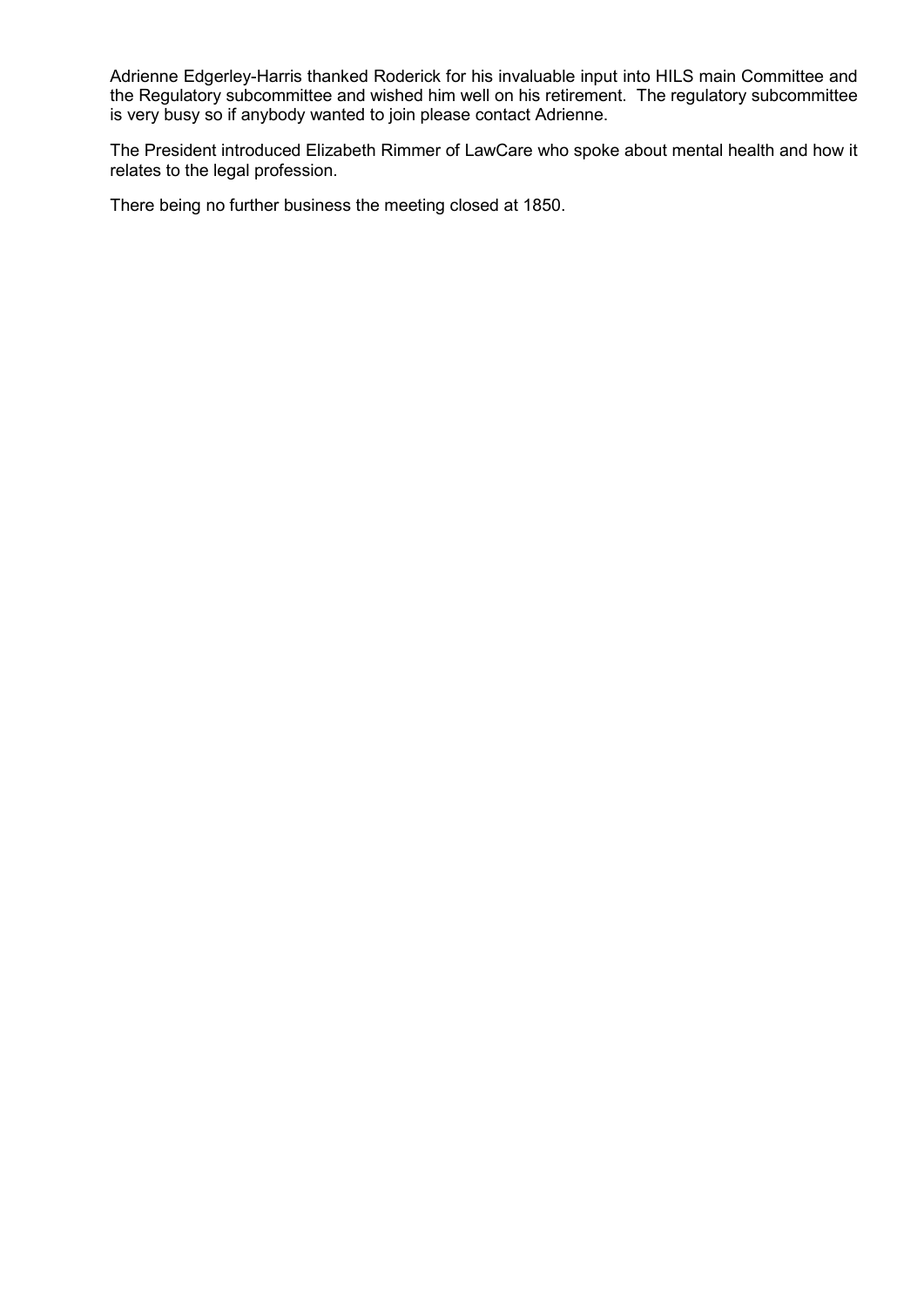Adrienne Edgerley-Harris thanked Roderick for his invaluable input into HILS main Committee and the Regulatory subcommittee and wished him well on his retirement. The regulatory subcommittee is very busy so if anybody wanted to join please contact Adrienne.

The President introduced Elizabeth Rimmer of LawCare who spoke about mental health and how it relates to the legal profession.

There being no further business the meeting closed at 1850.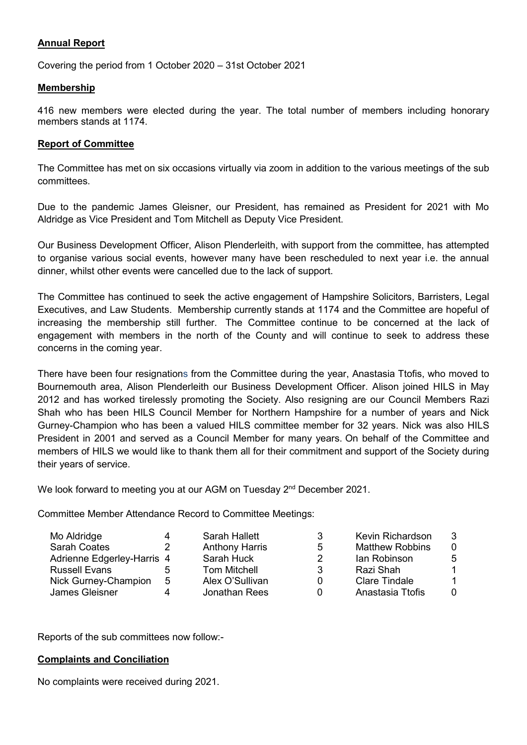**Annual Report**

Covering the period from 1 October 2020 – 31st October 2021

**Membership**

416 new members were elected during the year. The total number of members including honorary members stands at 1174.

**Report of Committee**

The Committee has met on six occasions virtually via zoom in addition to the various meetings of the sub committees.

Due to the pandemic James Gleisner, our President, has remained as President for 2021 with Mo Aldridge as Vice President and Tom Mitchell as Deputy Vice President.

Our Business Development Officer, Alison Plenderleith, with support from the committee, has attempted to organise various social events, however many have been rescheduled to next year i.e. the annual dinner, whilst other events were cancelled due to the lack of support.

The Committee has continued to seek the active engagement of Hampshire Solicitors, Barristers, Legal Executives, and Law Students. Membership currently stands at 1174 and the Committee are hopeful of increasing the membership still further. The Committee continue to be concerned at the lack of engagement with members in the north of the County and will continue to seek to address these concerns in the coming year.

There have been four resignations from the Committee during the year, Anastasia Ttofis, who moved to Bournemouth area, Alison Plenderleith our Business Development Officer. Alison joined HILS in May 2012 and has worked tirelessly promoting the Society. Also resigning are our Council Members Razi Shah who has been HILS Council Member for Northern Hampshire for a number of years and Nick Gurney-Champion who has been a valued HILS committee member for 32 years. Nick was also HILS President in 2001 and served as a Council Member for many years. On behalf of the Committee and members of HILS we would like to thank them all for their commitment and support of the Society during their years of service.

We look forward to meeting you at our AGM on Tuesday 2nd December 2021.

Committee Member Attendance Record to Committee Meetings:

| | | | | | |
|---|---|---|---|---|---|
| Mo Aldridge | 4 | Sarah Hallett | 3 | Kevin Richardson | 3 |
| Sarah Coates | 2 | Anthony Harris | 5 | Matthew Robbins | 0 |
| Adrienne Edgerley-Harris | 4 | Sarah Huck | 2 | Ian Robinson | 5 |
| Russell Evans | 5 | Tom Mitchell | 3 | Razi Shah | 1 |
| Nick Gurney-Champion | 5 | Alex O'Sullivan | 0 | Clare Tindale | 1 |
| James Gleisner | 4 | Jonathan Rees | 0 | Anastasia Ttofis | 0 |

Reports of the sub committees now follow:-

**Complaints and Conciliation**

No complaints were received during 2021.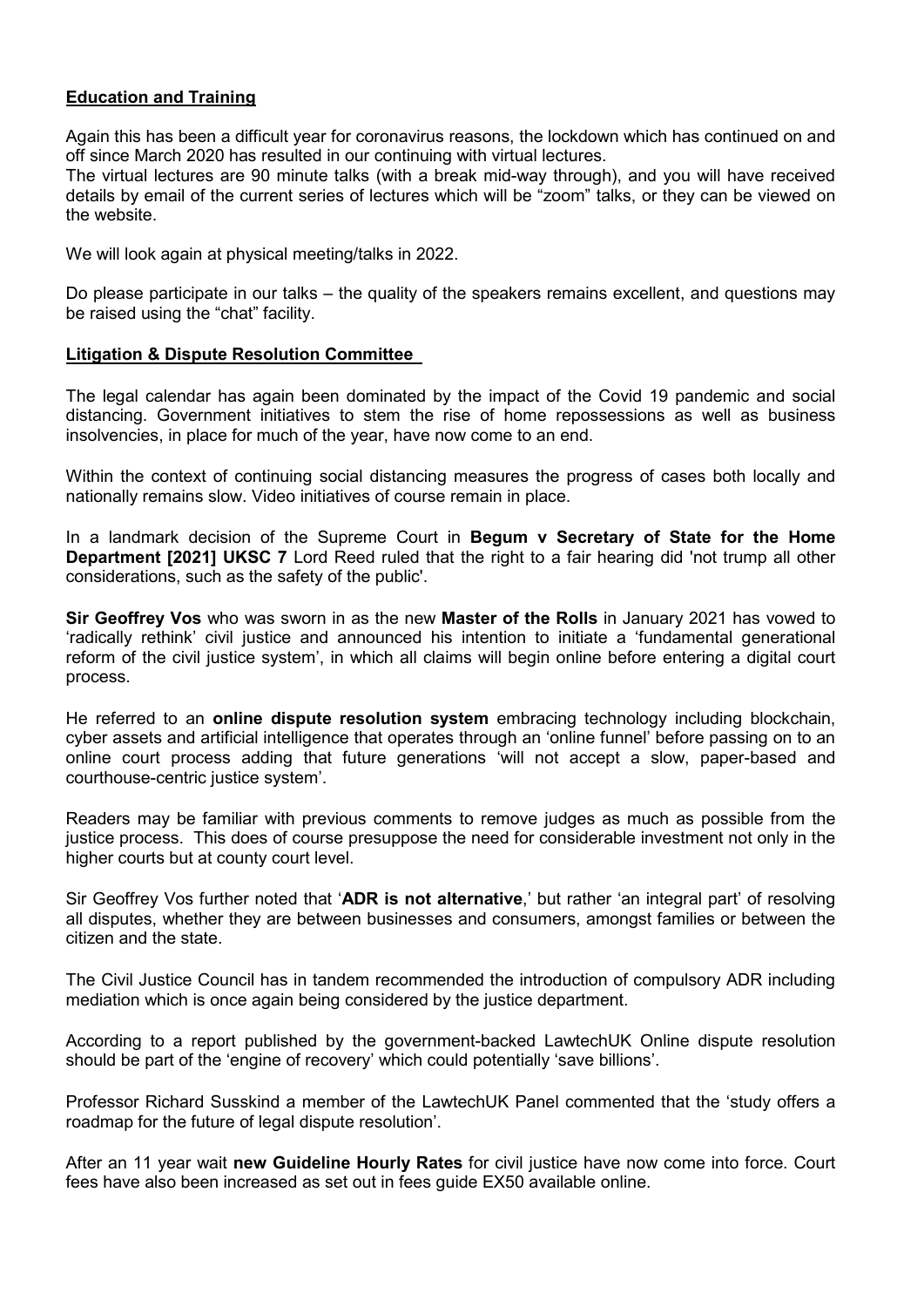## Education and Training

Again this has been a difficult year for coronavirus reasons, the lockdown which has continued on and off since March 2020 has resulted in our continuing with virtual lectures.

The virtual lectures are 90 minute talks (with a break mid-way through), and you will have received details by email of the current series of lectures which will be "zoom" talks, or they can be viewed on the website.

We will look again at physical meeting/talks in 2022.

Do please participate in our talks – the quality of the speakers remains excellent, and questions may be raised using the "chat" facility.

## Litigation & Dispute Resolution Committee

The legal calendar has again been dominated by the impact of the Covid 19 pandemic and social distancing. Government initiatives to stem the rise of home repossessions as well as business insolvencies, in place for much of the year, have now come to an end.

Within the context of continuing social distancing measures the progress of cases both locally and nationally remains slow. Video initiatives of course remain in place.

In a landmark decision of the Supreme Court in **Begum v Secretary of State for the Home Department [2021] UKSC 7** Lord Reed ruled that the right to a fair hearing did 'not trump all other considerations, such as the safety of the public'.

**Sir Geoffrey Vos** who was sworn in as the new **Master of the Rolls** in January 2021 has vowed to 'radically rethink' civil justice and announced his intention to initiate a 'fundamental generational reform of the civil justice system', in which all claims will begin online before entering a digital court process.

He referred to an **online dispute resolution system** embracing technology including blockchain, cyber assets and artificial intelligence that operates through an 'online funnel' before passing on to an online court process adding that future generations 'will not accept a slow, paper-based and courthouse-centric justice system'.

Readers may be familiar with previous comments to remove judges as much as possible from the justice process. This does of course presuppose the need for considerable investment not only in the higher courts but at county court level.

Sir Geoffrey Vos further noted that '**ADR is not alternative**,' but rather 'an integral part' of resolving all disputes, whether they are between businesses and consumers, amongst families or between the citizen and the state.

The Civil Justice Council has in tandem recommended the introduction of compulsory ADR including mediation which is once again being considered by the justice department.

According to a report published by the government-backed LawtechUK Online dispute resolution should be part of the 'engine of recovery' which could potentially 'save billions'.

Professor Richard Susskind a member of the LawtechUK Panel commented that the 'study offers a roadmap for the future of legal dispute resolution'.

After an 11 year wait **new Guideline Hourly Rates** for civil justice have now come into force. Court fees have also been increased as set out in fees guide EX50 available online.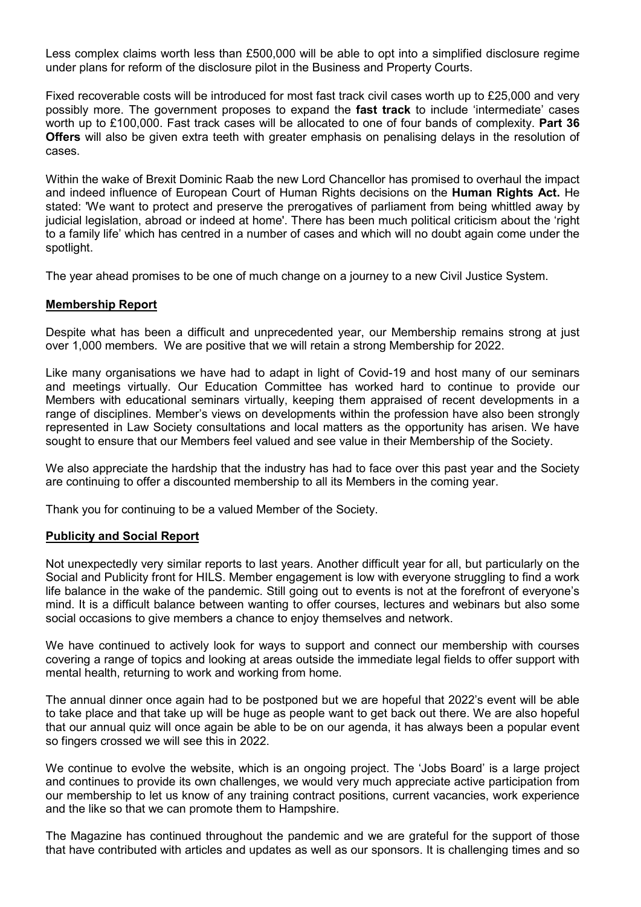Less complex claims worth less than £500,000 will be able to opt into a simplified disclosure regime under plans for reform of the disclosure pilot in the Business and Property Courts.

Fixed recoverable costs will be introduced for most fast track civil cases worth up to £25,000 and very possibly more. The government proposes to expand the **fast track** to include 'intermediate' cases worth up to £100,000. Fast track cases will be allocated to one of four bands of complexity. **Part 36 Offers** will also be given extra teeth with greater emphasis on penalising delays in the resolution of cases.

Within the wake of Brexit Dominic Raab the new Lord Chancellor has promised to overhaul the impact and indeed influence of European Court of Human Rights decisions on the **Human Rights Act.** He stated: 'We want to protect and preserve the prerogatives of parliament from being whittled away by judicial legislation, abroad or indeed at home'. There has been much political criticism about the 'right to a family life' which has centred in a number of cases and which will no doubt again come under the spotlight.

The year ahead promises to be one of much change on a journey to a new Civil Justice System.

## Membership Report

Despite what has been a difficult and unprecedented year, our Membership remains strong at just over 1,000 members. We are positive that we will retain a strong Membership for 2022.

Like many organisations we have had to adapt in light of Covid-19 and host many of our seminars and meetings virtually. Our Education Committee has worked hard to continue to provide our Members with educational seminars virtually, keeping them appraised of recent developments in a range of disciplines. Member's views on developments within the profession have also been strongly represented in Law Society consultations and local matters as the opportunity has arisen. We have sought to ensure that our Members feel valued and see value in their Membership of the Society.

We also appreciate the hardship that the industry has had to face over this past year and the Society are continuing to offer a discounted membership to all its Members in the coming year.

Thank you for continuing to be a valued Member of the Society.

## Publicity and Social Report

Not unexpectedly very similar reports to last years. Another difficult year for all, but particularly on the Social and Publicity front for HILS. Member engagement is low with everyone struggling to find a work life balance in the wake of the pandemic. Still going out to events is not at the forefront of everyone's mind. It is a difficult balance between wanting to offer courses, lectures and webinars but also some social occasions to give members a chance to enjoy themselves and network.

We have continued to actively look for ways to support and connect our membership with courses covering a range of topics and looking at areas outside the immediate legal fields to offer support with mental health, returning to work and working from home.

The annual dinner once again had to be postponed but we are hopeful that 2022's event will be able to take place and that take up will be huge as people want to get back out there. We are also hopeful that our annual quiz will once again be able to be on our agenda, it has always been a popular event so fingers crossed we will see this in 2022.

We continue to evolve the website, which is an ongoing project. The 'Jobs Board' is a large project and continues to provide its own challenges, we would very much appreciate active participation from our membership to let us know of any training contract positions, current vacancies, work experience and the like so that we can promote them to Hampshire.

The Magazine has continued throughout the pandemic and we are grateful for the support of those that have contributed with articles and updates as well as our sponsors. It is challenging times and so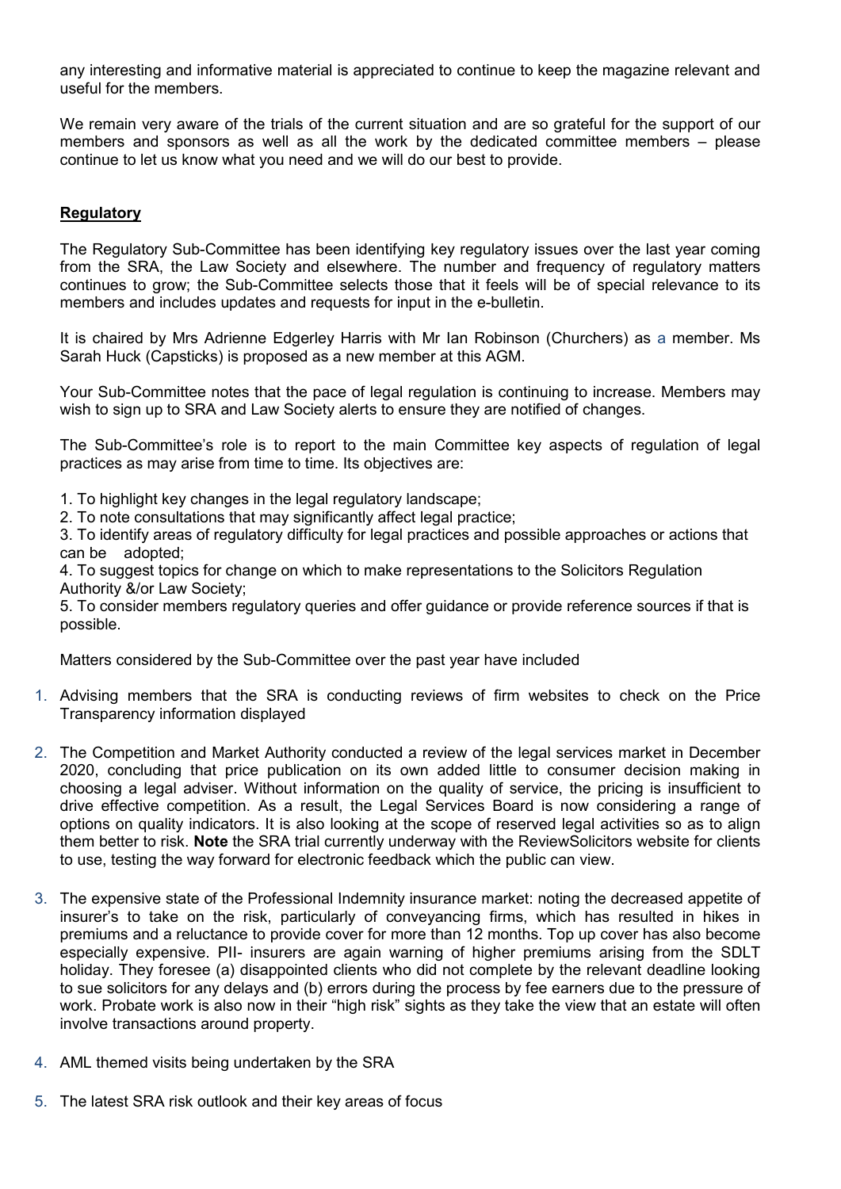any interesting and informative material is appreciated to continue to keep the magazine relevant and useful for the members.

We remain very aware of the trials of the current situation and are so grateful for the support of our members and sponsors as well as all the work by the dedicated committee members – please continue to let us know what you need and we will do our best to provide.

## Regulatory

The Regulatory Sub-Committee has been identifying key regulatory issues over the last year coming from the SRA, the Law Society and elsewhere. The number and frequency of regulatory matters continues to grow; the Sub-Committee selects those that it feels will be of special relevance to its members and includes updates and requests for input in the e-bulletin.

It is chaired by Mrs Adrienne Edgerley Harris with Mr Ian Robinson (Churchers) as a member. Ms Sarah Huck (Capsticks) is proposed as a new member at this AGM.

Your Sub-Committee notes that the pace of legal regulation is continuing to increase. Members may wish to sign up to SRA and Law Society alerts to ensure they are notified of changes.

The Sub-Committee's role is to report to the main Committee key aspects of regulation of legal practices as may arise from time to time. Its objectives are:

1. To highlight key changes in the legal regulatory landscape;
2. To note consultations that may significantly affect legal practice;
3. To identify areas of regulatory difficulty for legal practices and possible approaches or actions that can be adopted;
4. To suggest topics for change on which to make representations to the Solicitors Regulation Authority &/or Law Society;
5. To consider members regulatory queries and offer guidance or provide reference sources if that is possible.

Matters considered by the Sub-Committee over the past year have included

1. Advising members that the SRA is conducting reviews of firm websites to check on the Price Transparency information displayed

2. The Competition and Market Authority conducted a review of the legal services market in December 2020, concluding that price publication on its own added little to consumer decision making in choosing a legal adviser. Without information on the quality of service, the pricing is insufficient to drive effective competition. As a result, the Legal Services Board is now considering a range of options on quality indicators. It is also looking at the scope of reserved legal activities so as to align them better to risk. **Note** the SRA trial currently underway with the ReviewSolicitors website for clients to use, testing the way forward for electronic feedback which the public can view.

3. The expensive state of the Professional Indemnity insurance market: noting the decreased appetite of insurer's to take on the risk, particularly of conveyancing firms, which has resulted in hikes in premiums and a reluctance to provide cover for more than 12 months. Top up cover has also become especially expensive. PII- insurers are again warning of higher premiums arising from the SDLT holiday. They foresee (a) disappointed clients who did not complete by the relevant deadline looking to sue solicitors for any delays and (b) errors during the process by fee earners due to the pressure of work. Probate work is also now in their "high risk" sights as they take the view that an estate will often involve transactions around property.

4. AML themed visits being undertaken by the SRA

5. The latest SRA risk outlook and their key areas of focus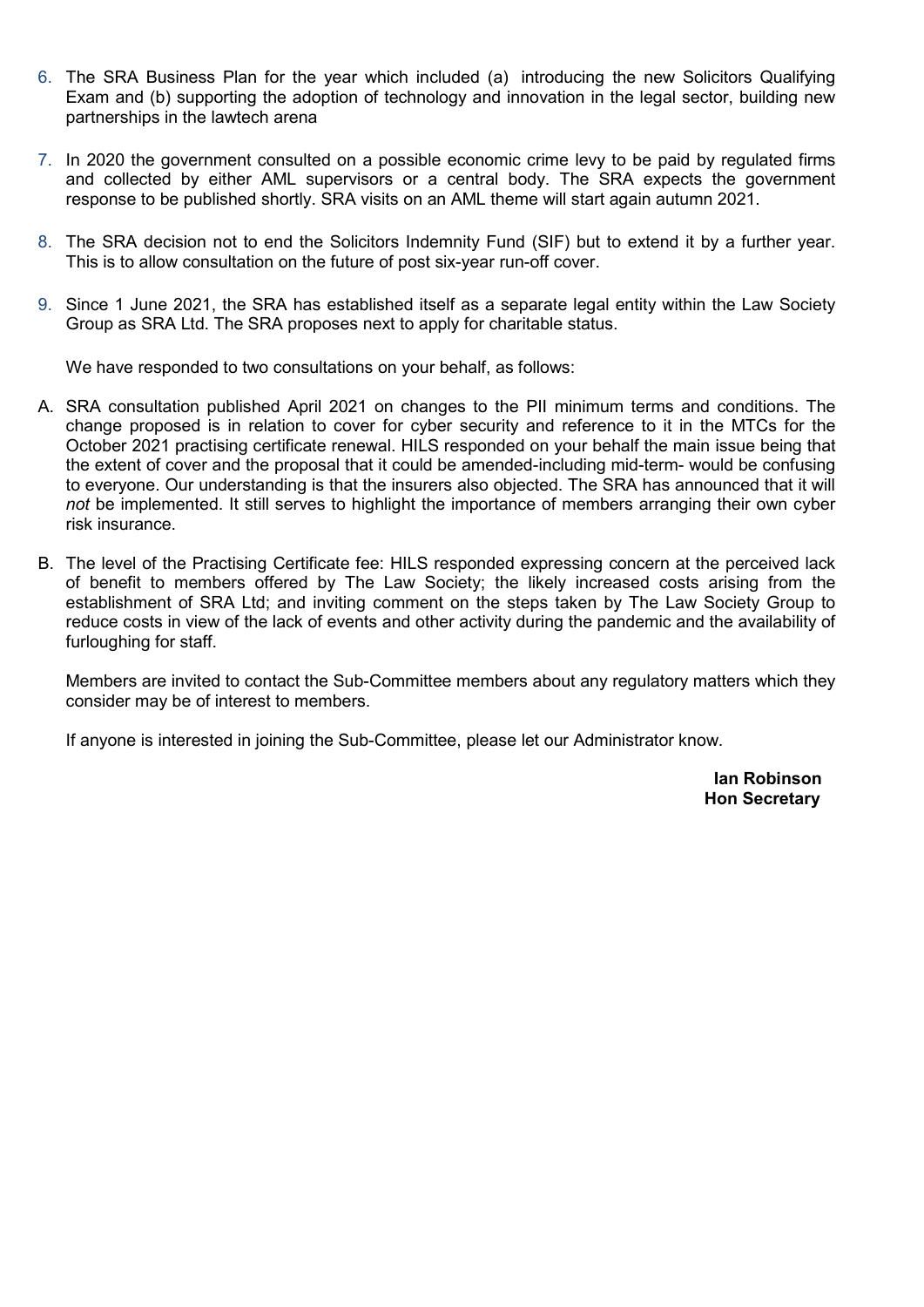6. The SRA Business Plan for the year which included (a) introducing the new Solicitors Qualifying Exam and (b) supporting the adoption of technology and innovation in the legal sector, building new partnerships in the lawtech arena

7. In 2020 the government consulted on a possible economic crime levy to be paid by regulated firms and collected by either AML supervisors or a central body. The SRA expects the government response to be published shortly. SRA visits on an AML theme will start again autumn 2021.

8. The SRA decision not to end the Solicitors Indemnity Fund (SIF) but to extend it by a further year. This is to allow consultation on the future of post six-year run-off cover.

9. Since 1 June 2021, the SRA has established itself as a separate legal entity within the Law Society Group as SRA Ltd. The SRA proposes next to apply for charitable status.

We have responded to two consultations on your behalf, as follows:

A. SRA consultation published April 2021 on changes to the PII minimum terms and conditions. The change proposed is in relation to cover for cyber security and reference to it in the MTCs for the October 2021 practising certificate renewal. HILS responded on your behalf the main issue being that the extent of cover and the proposal that it could be amended-including mid-term- would be confusing to everyone. Our understanding is that the insurers also objected. The SRA has announced that it will *not* be implemented. It still serves to highlight the importance of members arranging their own cyber risk insurance.

B. The level of the Practising Certificate fee: HILS responded expressing concern at the perceived lack of benefit to members offered by The Law Society; the likely increased costs arising from the establishment of SRA Ltd; and inviting comment on the steps taken by The Law Society Group to reduce costs in view of the lack of events and other activity during the pandemic and the availability of furloughing for staff.

Members are invited to contact the Sub-Committee members about any regulatory matters which they consider may be of interest to members.

If anyone is interested in joining the Sub-Committee, please let our Administrator know.

**Ian Robinson**
**Hon Secretary**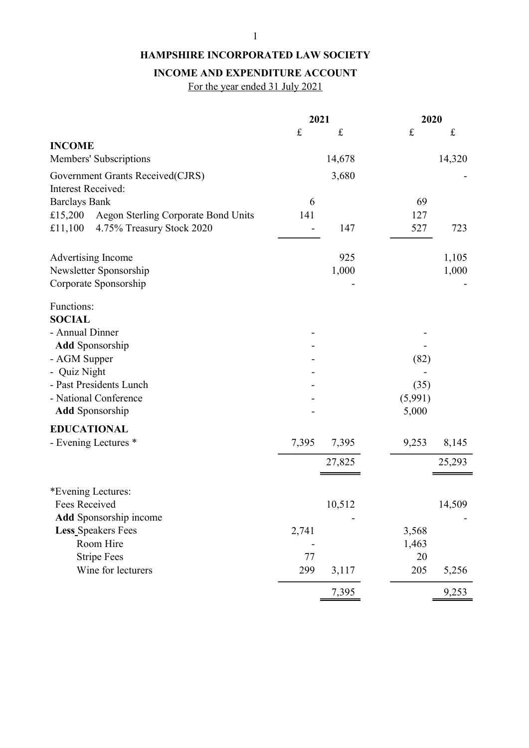# HAMPSHIRE INCORPORATED LAW SOCIETY

## INCOME AND EXPENDITURE ACCOUNT

For the year ended 31 July 2021

| | 2021 | | 2020 | |
|---|---|---|---|---|
| | £ | £ | £ | £ |
| **INCOME** | | | | |
| Members' Subscriptions | | 14,678 | | 14,320 |
| Government Grants Received(CJRS) | | 3,680 | | - |
| Interest Received: | | | | |
| Barclays Bank | 6 | | 69 | |
| £15,200 Aegon Sterling Corporate Bond Units | 141 | | 127 | |
| £11,100 4.75% Treasury Stock 2020 | - | 147 | 527 | 723 |
| Advertising Income | | 925 | | 1,105 |
| Newsletter Sponsorship | | 1,000 | | 1,000 |
| Corporate Sponsorship | | - | | - |
| Functions: | | | | |
| **SOCIAL** | | | | |
| - Annual Dinner | - | | - | |
| **Add** Sponsorship | - | | - | |
| - AGM Supper | - | | (82) | |
| - Quiz Night | - | | - | |
| - Past Presidents Lunch | - | | (35) | |
| - National Conference | - | | (5,991) | |
| **Add** Sponsorship | - | | 5,000 | |
| **EDUCATIONAL** | | | | |
| - Evening Lectures * | 7,395 | 7,395 | 9,253 | 8,145 |
| | | 27,825 | | 25,293 |

| | 2021 | | 2020 | |
|---|---|---|---|---|
| *Evening Lectures: | | | | |
| Fees Received | | 10,512 | | 14,509 |
| **Add** Sponsorship income | | - | | - |
| **Less** Speakers Fees | 2,741 | | 3,568 | |
| Room Hire | - | | 1,463 | |
| Stripe Fees | 77 | | 20 | |
| Wine for lecturers | 299 | 3,117 | 205 | 5,256 |
| | | 7,395 | | 9,253 |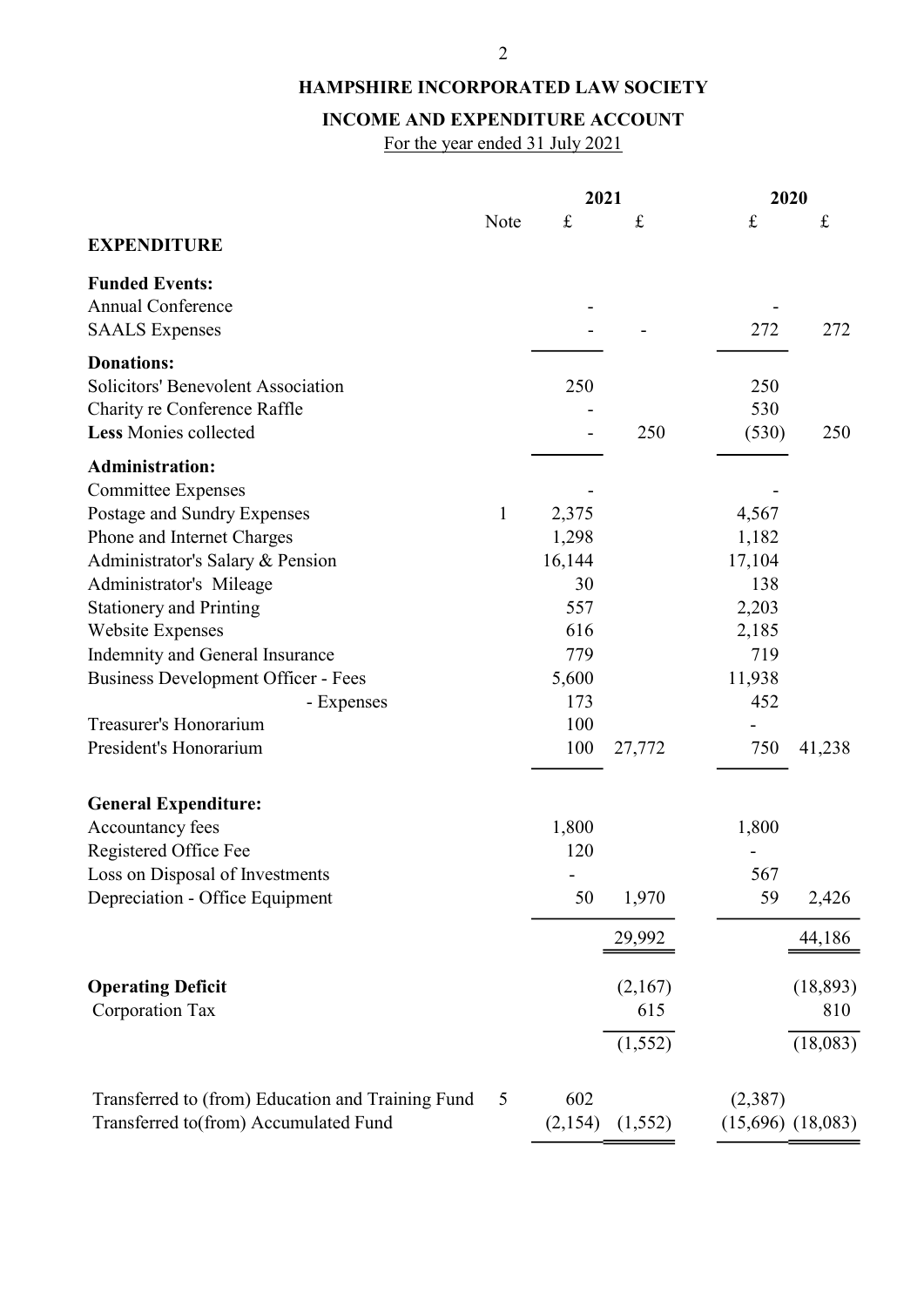# HAMPSHIRE INCORPORATED LAW SOCIETY

## INCOME AND EXPENDITURE ACCOUNT

For the year ended 31 July 2021

| | Note | 2021 £ | 2021 £ | 2020 £ | 2020 £ |
|---|---|---|---|---|---|
| **EXPENDITURE** | | | | | |
| **Funded Events:** | | | | | |
| Annual Conference | | - | | - | |
| SAALS Expenses | | - | - | 272 | 272 |
| **Donations:** | | | | | |
| Solicitors' Benevolent Association | | 250 | | 250 | |
| Charity re Conference Raffle | | - | | 530 | |
| **Less** Monies collected | | - | 250 | (530) | 250 |
| **Administration:** | | | | | |
| Committee Expenses | | - | | - | |
| Postage and Sundry Expenses | 1 | 2,375 | | 4,567 | |
| Phone and Internet Charges | | 1,298 | | 1,182 | |
| Administrator's Salary & Pension | | 16,144 | | 17,104 | |
| Administrator's Mileage | | 30 | | 138 | |
| Stationery and Printing | | 557 | | 2,203 | |
| Website Expenses | | 616 | | 2,185 | |
| Indemnity and General Insurance | | 779 | | 719 | |
| Business Development Officer - Fees | | 5,600 | | 11,938 | |
| - Expenses | | 173 | | 452 | |
| Treasurer's Honorarium | | 100 | | - | |
| President's Honorarium | | 100 | 27,772 | 750 | 41,238 |
| **General Expenditure:** | | | | | |
| Accountancy fees | | 1,800 | | 1,800 | |
| Registered Office Fee | | 120 | | - | |
| Loss on Disposal of Investments | | - | | 567 | |
| Depreciation - Office Equipment | | 50 | 1,970 | 59 | 2,426 |
| | | | 29,992 | | 44,186 |
| **Operating Deficit** | | | (2,167) | | (18,893) |
| Corporation Tax | | | 615 | | 810 |
| | | | (1,552) | | (18,083) |
| Transferred to (from) Education and Training Fund | 5 | 602 | | (2,387) | |
| Transferred to(from) Accumulated Fund | | (2,154) | (1,552) | (15,696) | (18,083) |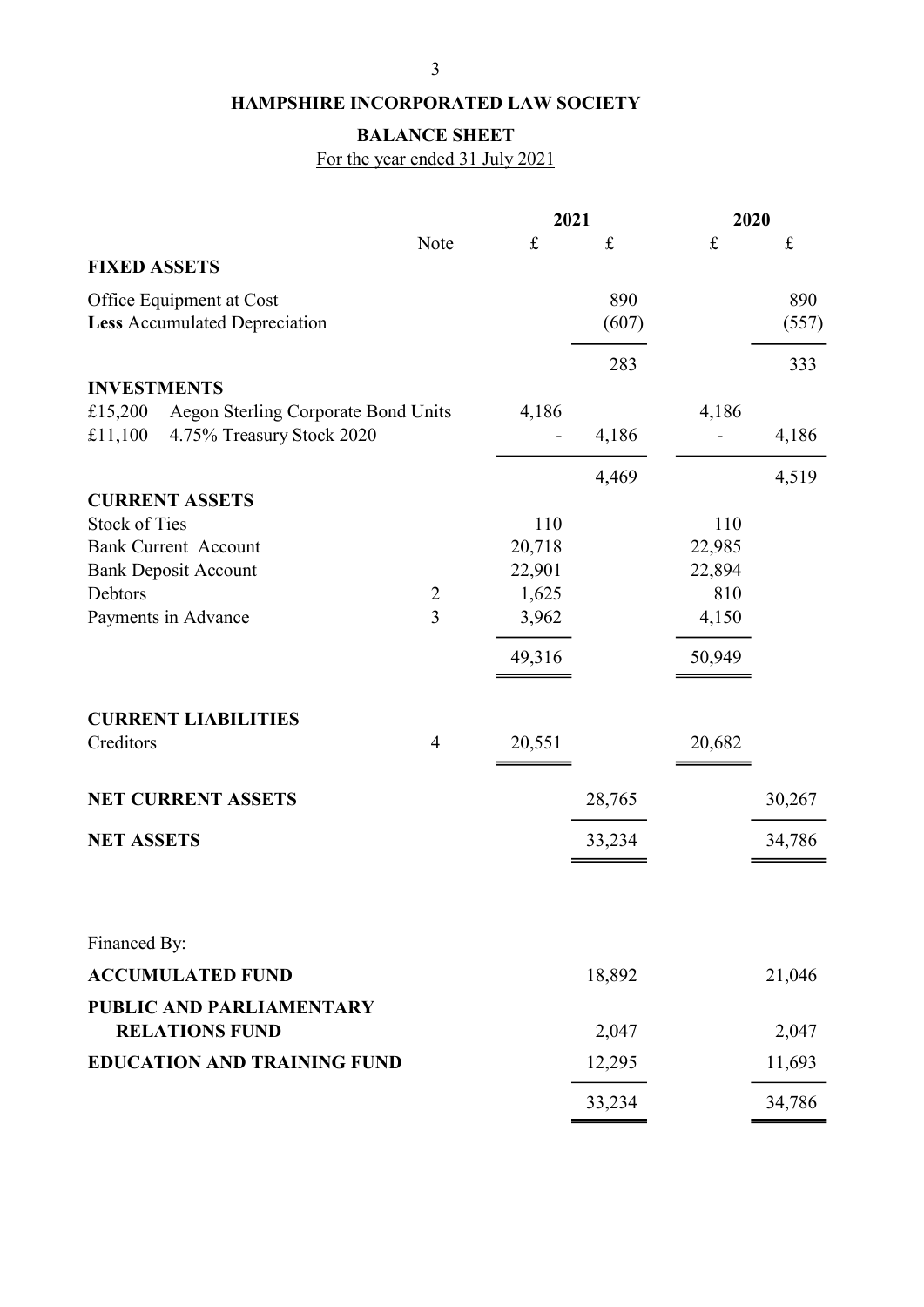# HAMPSHIRE INCORPORATED LAW SOCIETY

## BALANCE SHEET

For the year ended 31 July 2021

| | Note | 2021 £ | 2021 £ | 2020 £ | 2020 £ |
|---|---|---|---|---|---|
| **FIXED ASSETS** | | | | | |
| Office Equipment at Cost | | | 890 | | 890 |
| **Less** Accumulated Depreciation | | | (607) | | (557) |
| | | | 283 | | 333 |
| **INVESTMENTS** | | | | | |
| £15,200 Aegon Sterling Corporate Bond Units | | 4,186 | | 4,186 | |
| £11,100 4.75% Treasury Stock 2020 | | - | 4,186 | - | 4,186 |
| | | | 4,469 | | 4,519 |
| **CURRENT ASSETS** | | | | | |
| Stock of Ties | | 110 | | 110 | |
| Bank Current Account | | 20,718 | | 22,985 | |
| Bank Deposit Account | | 22,901 | | 22,894 | |
| Debtors | 2 | 1,625 | | 810 | |
| Payments in Advance | 3 | 3,962 | | 4,150 | |
| | | 49,316 | | 50,949 | |
| **CURRENT LIABILITIES** | | | | | |
| Creditors | 4 | 20,551 | | 20,682 | |
| **NET CURRENT ASSETS** | | | 28,765 | | 30,267 |
| **NET ASSETS** | | | 33,234 | | 34,786 |
| Financed By: | | | | | |
| **ACCUMULATED FUND** | | | 18,892 | | 21,046 |
| **PUBLIC AND PARLIAMENTARY RELATIONS FUND** | | | 2,047 | | 2,047 |
| **EDUCATION AND TRAINING FUND** | | | 12,295 | | 11,693 |
| | | | 33,234 | | 34,786 |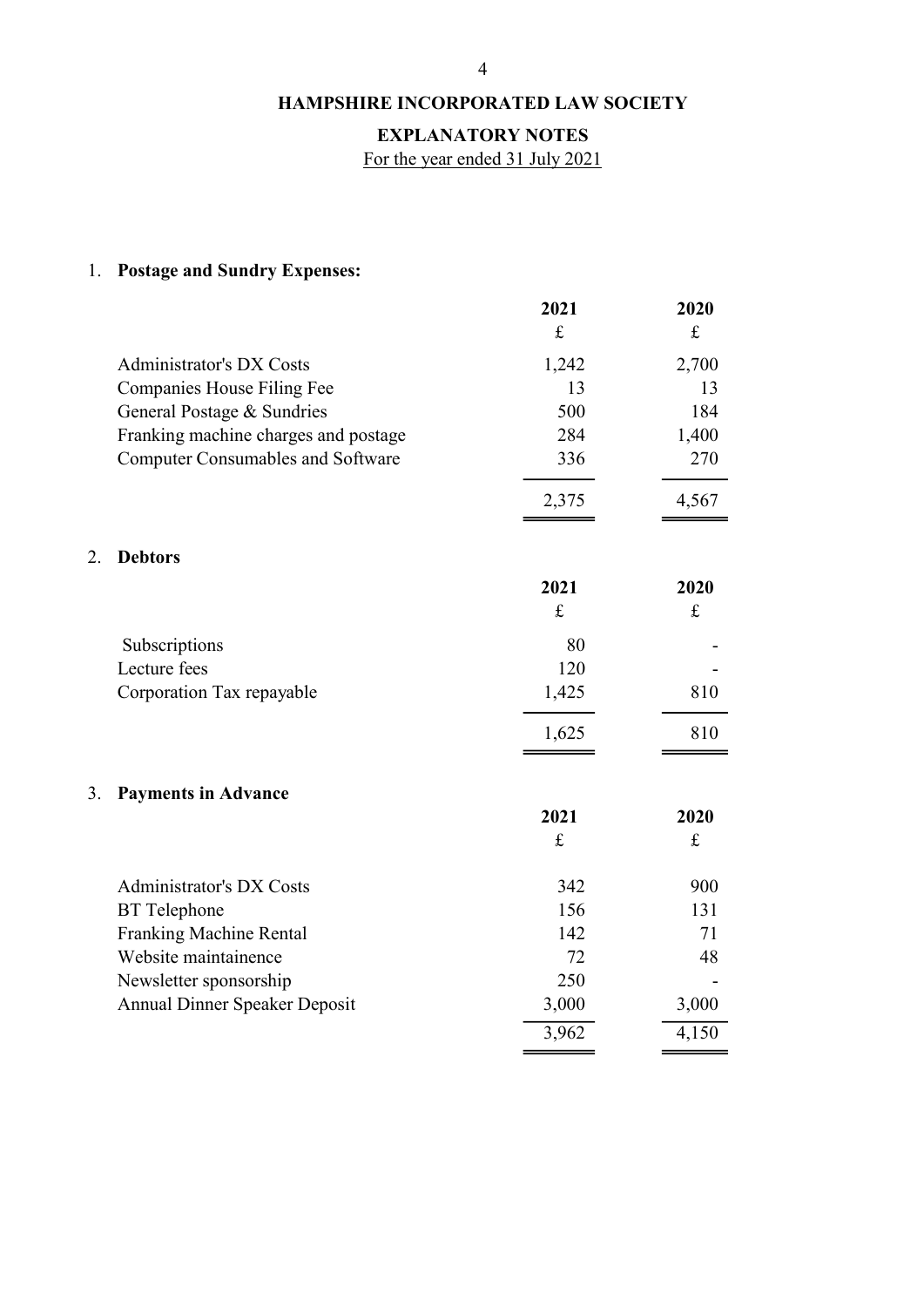# HAMPSHIRE INCORPORATED LAW SOCIETY

## EXPLANATORY NOTES

For the year ended 31 July 2021

### 1. Postage and Sundry Expenses:

| | 2021 | 2020 |
|---|---|---|
| | £ | £ |
| Administrator's DX Costs | 1,242 | 2,700 |
| Companies House Filing Fee | 13 | 13 |
| General Postage & Sundries | 500 | 184 |
| Franking machine charges and postage | 284 | 1,400 |
| Computer Consumables and Software | 336 | 270 |
| | 2,375 | 4,567 |

### 2. Debtors

| | 2021 | 2020 |
|---|---|---|
| | £ | £ |
| Subscriptions | 80 | - |
| Lecture fees | 120 | - |
| Corporation Tax repayable | 1,425 | 810 |
| | 1,625 | 810 |

### 3. Payments in Advance

| | 2021 | 2020 |
|---|---|---|
| | £ | £ |
| Administrator's DX Costs | 342 | 900 |
| BT Telephone | 156 | 131 |
| Franking Machine Rental | 142 | 71 |
| Website maintainence | 72 | 48 |
| Newsletter sponsorship | 250 | - |
| Annual Dinner Speaker Deposit | 3,000 | 3,000 |
| | 3,962 | 4,150 |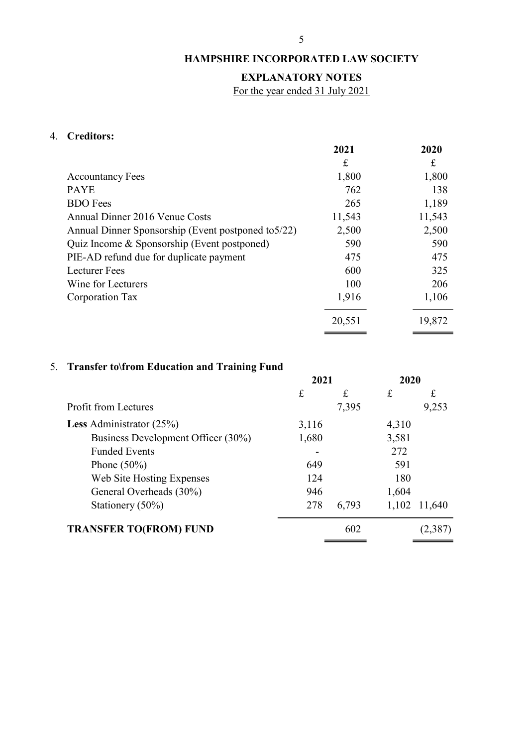**HAMPSHIRE INCORPORATED LAW SOCIETY**

**EXPLANATORY NOTES**

For the year ended 31 July 2021

4. **Creditors:**

| | 2021 | 2020 |
|---|---|---|
| | £ | £ |
| Accountancy Fees | 1,800 | 1,800 |
| PAYE | 762 | 138 |
| BDO Fees | 265 | 1,189 |
| Annual Dinner 2016 Venue Costs | 11,543 | 11,543 |
| Annual Dinner Sponsorship (Event postponed to5/22) | 2,500 | 2,500 |
| Quiz Income & Sponsorship (Event postponed) | 590 | 590 |
| PIE-AD refund due for duplicate payment | 475 | 475 |
| Lecturer Fees | 600 | 325 |
| Wine for Lecturers | 100 | 206 |
| Corporation Tax | 1,916 | 1,106 |
| | 20,551 | 19,872 |

5. **Transfer to\from Education and Training Fund**

| | 2021 | | 2020 | |
|---|---|---|---|---|
| | £ | £ | £ | £ |
| Profit from Lectures | | 7,395 | | 9,253 |
| **Less** Administrator (25%) | 3,116 | | 4,310 | |
| Business Development Officer (30%) | 1,680 | | 3,581 | |
| Funded Events | - | | 272 | |
| Phone (50%) | 649 | | 591 | |
| Web Site Hosting Expenses | 124 | | 180 | |
| General Overheads (30%) | 946 | | 1,604 | |
| Stationery (50%) | 278 | 6,793 | 1,102 | 11,640 |
| **TRANSFER TO(FROM) FUND** | | 602 | | (2,387) |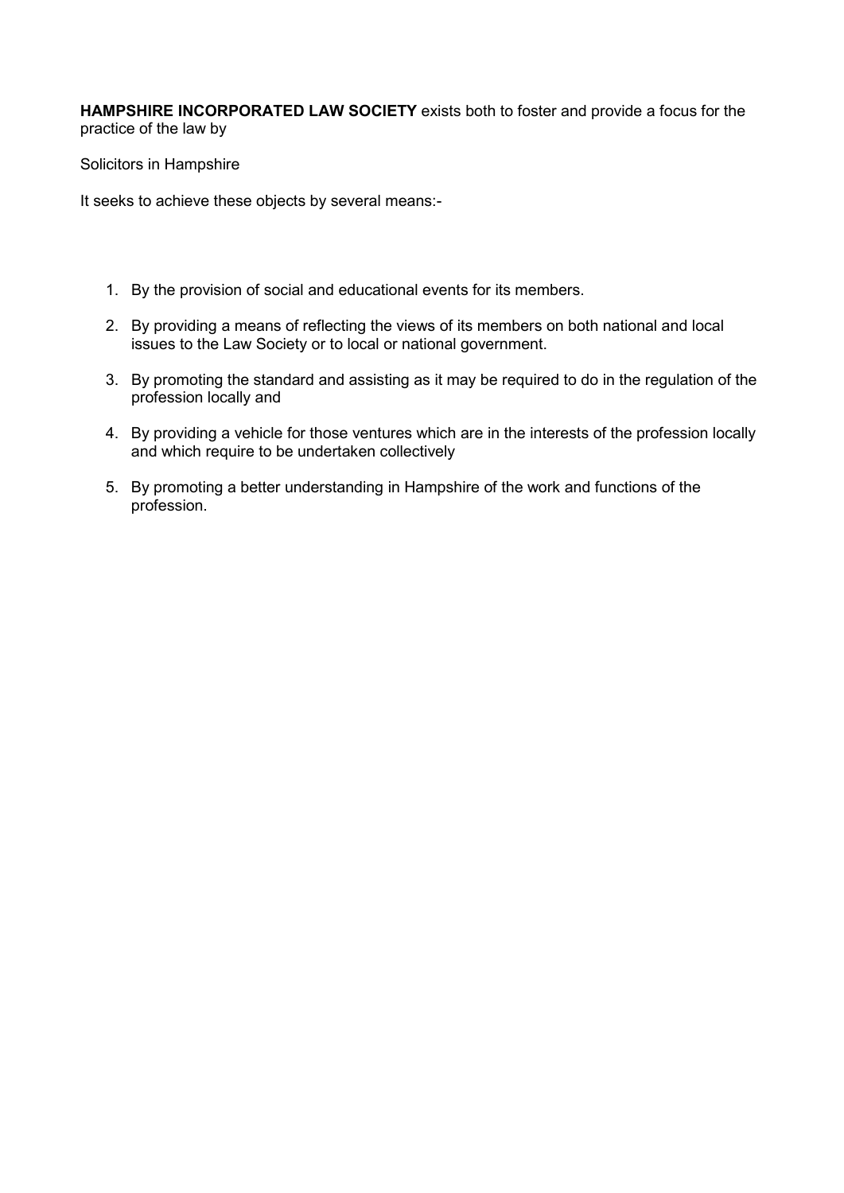**HAMPSHIRE INCORPORATED LAW SOCIETY** exists both to foster and provide a focus for the practice of the law by

Solicitors in Hampshire

It seeks to achieve these objects by several means:-

1. By the provision of social and educational events for its members.
2. By providing a means of reflecting the views of its members on both national and local issues to the Law Society or to local or national government.
3. By promoting the standard and assisting as it may be required to do in the regulation of the profession locally and
4. By providing a vehicle for those ventures which are in the interests of the profession locally and which require to be undertaken collectively
5. By promoting a better understanding in Hampshire of the work and functions of the profession.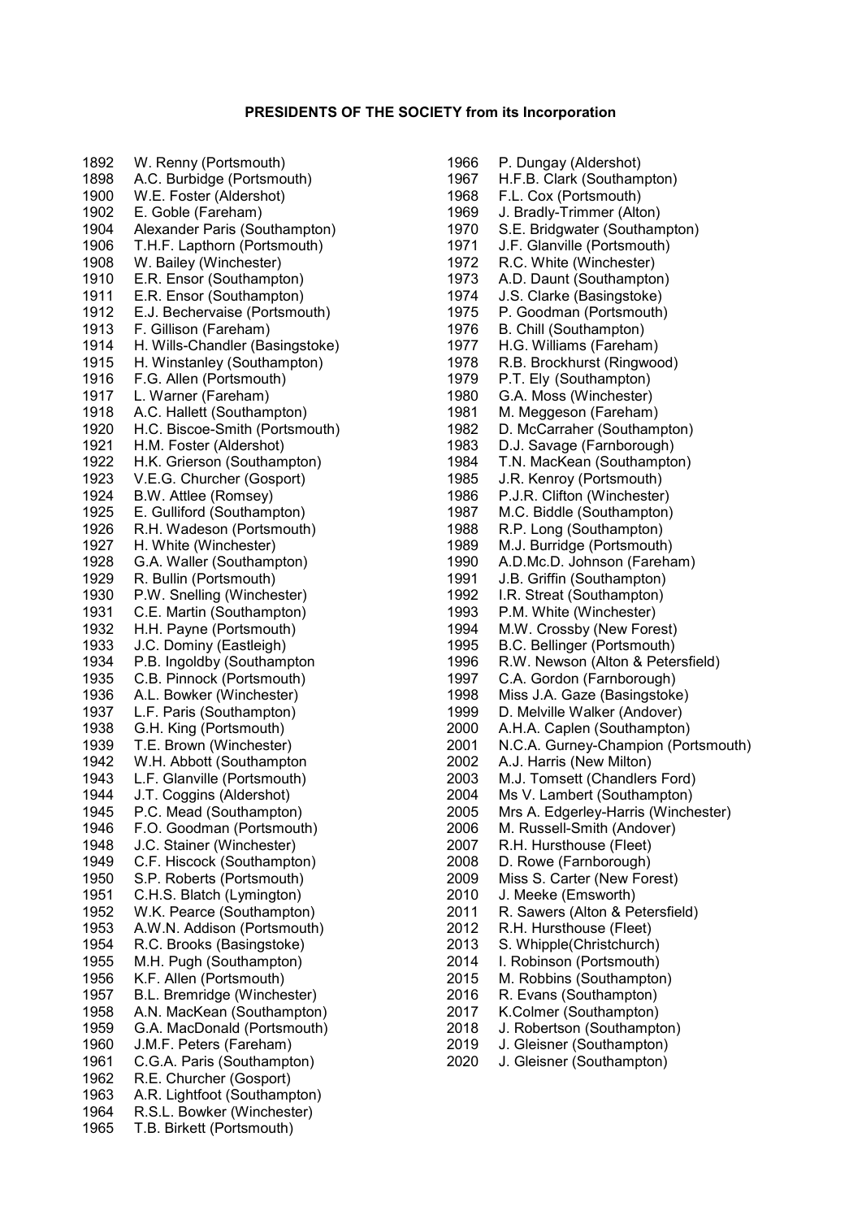**PRESIDENTS OF THE SOCIETY from its Incorporation**

1892 W. Renny (Portsmouth)
1898 A.C. Burbidge (Portsmouth)
1900 W.E. Foster (Aldershot)
1902 E. Goble (Fareham)
1904 Alexander Paris (Southampton)
1906 T.H.F. Lapthorn (Portsmouth)
1908 W. Bailey (Winchester)
1910 E.R. Ensor (Southampton)
1911 E.R. Ensor (Southampton)
1912 E.J. Bechervaise (Portsmouth)
1913 F. Gillison (Fareham)
1914 H. Wills-Chandler (Basingstoke)
1915 H. Winstanley (Southampton)
1916 F.G. Allen (Portsmouth)
1917 L. Warner (Fareham)
1918 A.C. Hallett (Southampton)
1920 H.C. Biscoe-Smith (Portsmouth)
1921 H.M. Foster (Aldershot)
1922 H.K. Grierson (Southampton)
1923 V.E.G. Churcher (Gosport)
1924 B.W. Attlee (Romsey)
1925 E. Gulliford (Southampton)
1926 R.H. Wadeson (Portsmouth)
1927 H. White (Winchester)
1928 G.A. Waller (Southampton)
1929 R. Bullin (Portsmouth)
1930 P.W. Snelling (Winchester)
1931 C.E. Martin (Southampton)
1932 H.H. Payne (Portsmouth)
1933 J.C. Dominy (Eastleigh)
1934 P.B. Ingoldby (Southampton
1935 C.B. Pinnock (Portsmouth)
1936 A.L. Bowker (Winchester)
1937 L.F. Paris (Southampton)
1938 G.H. King (Portsmouth)
1939 T.E. Brown (Winchester)
1942 W.H. Abbott (Southampton
1943 L.F. Glanville (Portsmouth)
1944 J.T. Coggins (Aldershot)
1945 P.C. Mead (Southampton)
1946 F.O. Goodman (Portsmouth)
1948 J.C. Stainer (Winchester)
1949 C.F. Hiscock (Southampton)
1950 S.P. Roberts (Portsmouth)
1951 C.H.S. Blatch (Lymington)
1952 W.K. Pearce (Southampton)
1953 A.W.N. Addison (Portsmouth)
1954 R.C. Brooks (Basingstoke)
1955 M.H. Pugh (Southampton)
1956 K.F. Allen (Portsmouth)
1957 B.L. Bremridge (Winchester)
1958 A.N. MacKean (Southampton)
1959 G.A. MacDonald (Portsmouth)
1960 J.M.F. Peters (Fareham)
1961 C.G.A. Paris (Southampton)
1962 R.E. Churcher (Gosport)
1963 A.R. Lightfoot (Southampton)
1964 R.S.L. Bowker (Winchester)
1965 T.B. Birkett (Portsmouth)
1966 P. Dungay (Aldershot)
1967 H.F.B. Clark (Southampton)
1968 F.L. Cox (Portsmouth)
1969 J. Bradly-Trimmer (Alton)
1970 S.E. Bridgwater (Southampton)
1971 J.F. Glanville (Portsmouth)
1972 R.C. White (Winchester)
1973 A.D. Daunt (Southampton)
1974 J.S. Clarke (Basingstoke)
1975 P. Goodman (Portsmouth)
1976 B. Chill (Southampton)
1977 H.G. Williams (Fareham)
1978 R.B. Brockhurst (Ringwood)
1979 P.T. Ely (Southampton)
1980 G.A. Moss (Winchester)
1981 M. Meggeson (Fareham)
1982 D. McCarraher (Southampton)
1983 D.J. Savage (Farnborough)
1984 T.N. MacKean (Southampton)
1985 J.R. Kenroy (Portsmouth)
1986 P.J.R. Clifton (Winchester)
1987 M.C. Biddle (Southampton)
1988 R.P. Long (Southampton)
1989 M.J. Burridge (Portsmouth)
1990 A.D.Mc.D. Johnson (Fareham)
1991 J.B. Griffin (Southampton)
1992 I.R. Streat (Southampton)
1993 P.M. White (Winchester)
1994 M.W. Crossby (New Forest)
1995 B.C. Bellinger (Portsmouth)
1996 R.W. Newson (Alton & Petersfield)
1997 C.A. Gordon (Farnborough)
1998 Miss J.A. Gaze (Basingstoke)
1999 D. Melville Walker (Andover)
2000 A.H.A. Caplen (Southampton)
2001 N.C.A. Gurney-Champion (Portsmouth)
2002 A.J. Harris (New Milton)
2003 M.J. Tomsett (Chandlers Ford)
2004 Ms V. Lambert (Southampton)
2005 Mrs A. Edgerley-Harris (Winchester)
2006 M. Russell-Smith (Andover)
2007 R.H. Hursthouse (Fleet)
2008 D. Rowe (Farnborough)
2009 Miss S. Carter (New Forest)
2010 J. Meeke (Emsworth)
2011 R. Sawers (Alton & Petersfield)
2012 R.H. Hursthouse (Fleet)
2013 S. Whipple(Christchurch)
2014 I. Robinson (Portsmouth)
2015 M. Robbins (Southampton)
2016 R. Evans (Southampton)
2017 K.Colmer (Southampton)
2018 J. Robertson (Southampton)
2019 J. Gleisner (Southampton)
2020 J. Gleisner (Southampton)